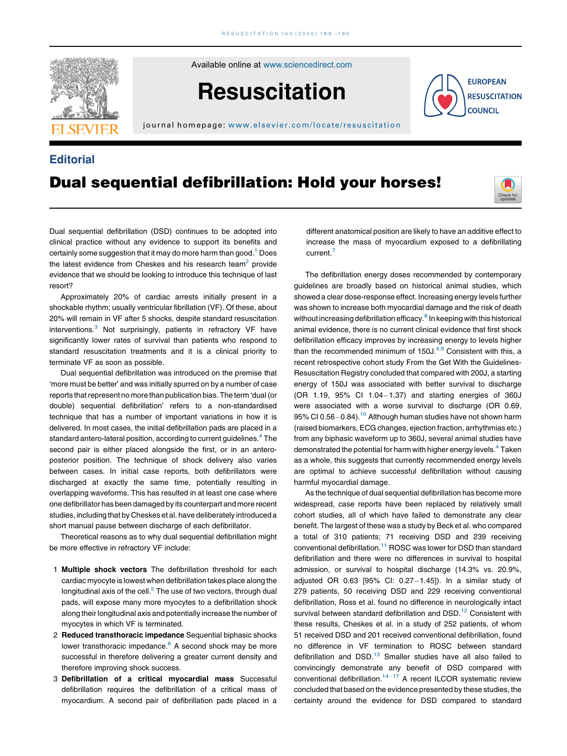## Editorial

# Dual sequential defibrillation: Hold your horses!

Dual sequential defibrillation (DSD) continues to be adopted into clinical practice without any evidence to support its benefits and certainly some suggestion that it may do more harm than good.[1] Does the latest evidence from Cheskes and his research team[2] provide evidence that we should be looking to introduce this technique of last resort?

Approximately 20% of cardiac arrests initially present in a shockable rhythm; usually ventricular fibrillation (VF). Of these, about 20% will remain in VF after 5 shocks, despite standard resuscitation interventions.[3] Not surprisingly, patients in refractory VF have significantly lower rates of survival than patients who respond to standard resuscitation treatments and it is a clinical priority to terminate VF as soon as possible.

Dual sequential defibrillation was introduced on the premise that 'more must be better' and was initially spurred on by a number of case reports that represent no more than publication bias. The term 'dual (or double) sequential defibrillation' refers to a non-standardised technique that has a number of important variations in how it is delivered. In most cases, the initial defibrillation pads are placed in a standard antero-lateral position, according to current guidelines.[4] The second pair is either placed alongside the first, or in an antero-posterior position. The technique of shock delivery also varies between cases. In initial case reports, both defibrillators were discharged at exactly the same time, potentially resulting in overlapping waveforms. This has resulted in at least one case where one defibrillator has been damaged by its counterpart and more recent studies, including that by Cheskes et al. have deliberately introduced a short manual pause between discharge of each defibrillator.

Theoretical reasons as to why dual sequential defibrillation might be more effective in refractory VF include:

1. **Multiple shock vectors** The defibrillation threshold for each cardiac myocyte is lowest when defibrillation takes place along the longitudinal axis of the cell.[5] The use of two vectors, through dual pads, will expose many more myocytes to a defibrillation shock along their longitudinal axis and potentially increase the number of myocytes in which VF is terminated.
2. **Reduced transthoracic impedance** Sequential biphasic shocks lower transthoracic impedance.[6] A second shock may be more successful in therefore delivering a greater current density and therefore improving shock success.
3. **Defibrillation of a critical myocardial mass** Successful defibrillation requires the defibrillation of a critical mass of myocardium. A second pair of defibrillation pads placed in a different anatomical position are likely to have an additive effect to increase the mass of myocardium exposed to a defibrillating current.[7]

The defibrillation energy doses recommended by contemporary guidelines are broadly based on historical animal studies, which showed a clear dose-response effect. Increasing energy levels further was shown to increase both myocardial damage and the risk of death without increasing defibrillation efficacy.[8] In keeping with this historical animal evidence, there is no current clinical evidence that first shock defibrillation efficacy improves by increasing energy to levels higher than the recommended minimum of 150J.[4,9] Consistent with this, a recent retrospective cohort study From the Get With the Guidelines-Resuscitation Registry concluded that compared with 200J, a starting energy of 150J was associated with better survival to discharge (OR 1.19, 95% CI 1.04–1.37) and starting energies of 360J were associated with a worse survival to discharge (OR 0.69, 95% CI 0.56–0.84).[10] Although human studies have not shown harm (raised biomarkers, ECG changes, ejection fraction, arrhythmias etc.) from any biphasic waveform up to 360J, several animal studies have demonstrated the potential for harm with higher energy levels.[4] Taken as a whole, this suggests that currently recommended energy levels are optimal to achieve successful defibrillation without causing harmful myocardial damage.

As the technique of dual sequential defibrillation has become more widespread, case reports have been replaced by relatively small cohort studies, all of which have failed to demonstrate any clear benefit. The largest of these was a study by Beck et al. who compared a total of 310 patients; 71 receiving DSD and 239 receiving conventional defibrillation.[11] ROSC was lower for DSD than standard defibrillation and there were no differences in survival to hospital admission, or survival to hospital discharge (14.3% vs. 20.9%, adjusted OR 0.63 [95% CI: 0.27–1.45]). In a similar study of 279 patients, 50 receiving DSD and 229 receiving conventional defibrillation, Ross et al. found no difference in neurologically intact survival between standard defibrillation and DSD.[12] Consistent with these results, Cheskes et al. in a study of 252 patients, of whom 51 received DSD and 201 received conventional defibrillation, found no difference in VF termination to ROSC between standard defibrillation and DSD.[13] Smaller studies have all also failed to convincingly demonstrate any benefit of DSD compared with conventional defibrillation.[14–17] A recent ILCOR systematic review concluded that based on the evidence presented by these studies, the certainty around the evidence for DSD compared to standard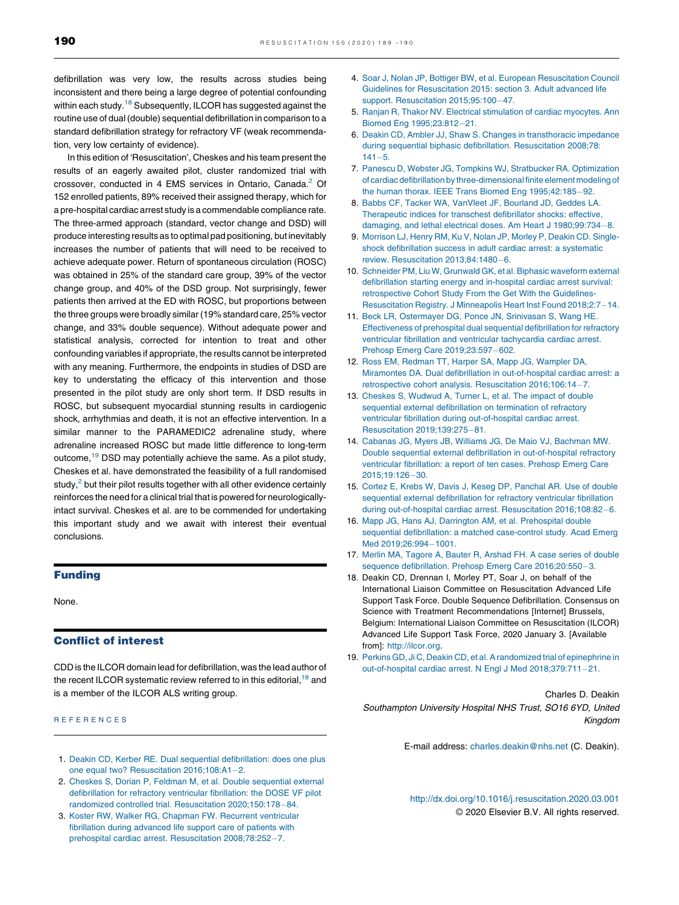defibrillation was very low, the results across studies being inconsistent and there being a large degree of potential confounding within each study.[18] Subsequently, ILCOR has suggested against the routine use of dual (double) sequential defibrillation in comparison to a standard defibrillation strategy for refractory VF (weak recommendation, very low certainty of evidence).

In this edition of 'Resuscitation', Cheskes and his team present the results of an eagerly awaited pilot, cluster randomized trial with crossover, conducted in 4 EMS services in Ontario, Canada.[2] Of 152 enrolled patients, 89% received their assigned therapy, which for a pre-hospital cardiac arrest study is a commendable compliance rate. The three-armed approach (standard, vector change and DSD) will produce interesting results as to optimal pad positioning, but inevitably increases the number of patients that will need to be received to achieve adequate power. Return of spontaneous circulation (ROSC) was obtained in 25% of the standard care group, 39% of the vector change group, and 40% of the DSD group. Not surprisingly, fewer patients then arrived at the ED with ROSC, but proportions between the three groups were broadly similar (19% standard care, 25% vector change, and 33% double sequence). Without adequate power and statistical analysis, corrected for intention to treat and other confounding variables if appropriate, the results cannot be interpreted with any meaning. Furthermore, the endpoints in studies of DSD are key to understating the efficacy of this intervention and those presented in the pilot study are only short term. If DSD results in ROSC, but subsequent myocardial stunning results in cardiogenic shock, arrhythmias and death, it is not an effective intervention. In a similar manner to the PARAMEDIC2 adrenaline study, where adrenaline increased ROSC but made little difference to long-term outcome,[19] DSD may potentially achieve the same. As a pilot study, Cheskes et al. have demonstrated the feasibility of a full randomised study,[2] but their pilot results together with all other evidence certainly reinforces the need for a clinical trial that is powered for neurologically-intact survival. Cheskes et al. are to be commended for undertaking this important study and we await with interest their eventual conclusions.

## Funding

None.

## Conflict of interest

CDD is the ILCOR domain lead for defibrillation, was the lead author of the recent ILCOR systematic review referred to in this editorial,[18] and is a member of the ILCOR ALS writing group.

## REFERENCES

1. Deakin CD, Kerber RE. Dual sequential defibrillation: does one plus one equal two? Resuscitation 2016;108:A1–2.
2. Cheskes S, Dorian P, Feldman M, et al. Double sequential external defibrillation for refractory ventricular fibrillation: the DOSE VF pilot randomized controlled trial. Resuscitation 2020;150:178–84.
3. Koster RW, Walker RG, Chapman FW. Recurrent ventricular fibrillation during advanced life support care of patients with prehospital cardiac arrest. Resuscitation 2008;78:252–7.
4. Soar J, Nolan JP, Bottiger BW, et al. European Resuscitation Council Guidelines for Resuscitation 2015: section 3. Adult advanced life support. Resuscitation 2015;95:100–47.
5. Ranjan R, Thakor NV. Electrical stimulation of cardiac myocytes. Ann Biomed Eng 1995;23:812–21.
6. Deakin CD, Ambler JJ, Shaw S. Changes in transthoracic impedance during sequential biphasic defibrillation. Resuscitation 2008;78: 141–5.
7. Panescu D, Webster JG, Tompkins WJ, Stratbucker RA. Optimization of cardiac defibrillation by three-dimensional finite element modeling of the human thorax. IEEE Trans Biomed Eng 1995;42:185–92.
8. Babbs CF, Tacker WA, VanVleet JF, Bourland JD, Geddes LA. Therapeutic indices for transchest defibrillator shocks: effective, damaging, and lethal electrical doses. Am Heart J 1980;99:734–8.
9. Morrison LJ, Henry RM, Ku V, Nolan JP, Morley P, Deakin CD. Single-shock defibrillation success in adult cardiac arrest: a systematic review. Resuscitation 2013;84:1480–6.
10. Schneider PM, Liu W, Grunwald GK, et al. Biphasic waveform external defibrillation starting energy and in-hospital cardiac arrest survival: retrospective Cohort Study From the Get With the Guidelines-Resuscitation Registry. J Minneapolis Heart Inst Found 2018;2:7–14.
11. Beck LR, Ostermayer DG, Ponce JN, Srinivasan S, Wang HE. Effectiveness of prehospital dual sequential defibrillation for refractory ventricular fibrillation and ventricular tachycardia cardiac arrest. Prehosp Emerg Care 2019;23:597–602.
12. Ross EM, Redman TT, Harper SA, Mapp JG, Wampler DA, Miramontes DA. Dual defibrillation in out-of-hospital cardiac arrest: a retrospective cohort analysis. Resuscitation 2016;106:14–7.
13. Cheskes S, Wudwud A, Turner L, et al. The impact of double sequential external defibrillation on termination of refractory ventricular fibrillation during out-of-hospital cardiac arrest. Resuscitation 2019;139:275–81.
14. Cabanas JG, Myers JB, Williams JG, De Maio VJ, Bachman MW. Double sequential external defibrillation in out-of-hospital refractory ventricular fibrillation: a report of ten cases. Prehosp Emerg Care 2015;19:126–30.
15. Cortez E, Krebs W, Davis J, Keseg DP, Panchal AR. Use of double sequential external defibrillation for refractory ventricular fibrillation during out-of-hospital cardiac arrest. Resuscitation 2016;108:82–6.
16. Mapp JG, Hans AJ, Darrington AM, et al. Prehospital double sequential defibrillation: a matched case-control study. Acad Emerg Med 2019;26:994–1001.
17. Merlin MA, Tagore A, Bauter R, Arshad FH. A case series of double sequence defibrillation. Prehosp Emerg Care 2016;20:550–3.
18. Deakin CD, Drennan I, Morley PT, Soar J, on behalf of the International Liaison Committee on Resuscitation Advanced Life Support Task Force. Double Sequence Defibrillation. Consensus on Science with Treatment Recommendations [Internet] Brussels, Belgium: International Liaison Committee on Resuscitation (ILCOR) Advanced Life Support Task Force, 2020 January 3. [Available from]: http://ilcor.org.
19. Perkins GD, Ji C, Deakin CD, et al. A randomized trial of epinephrine in out-of-hospital cardiac arrest. N Engl J Med 2018;379:711–21.

Charles D. Deakin

*Southampton University Hospital NHS Trust, SO16 6YD, United Kingdom*

E-mail address: charles.deakin@nhs.net (C. Deakin).

http://dx.doi.org/10.1016/j.resuscitation.2020.03.001

© 2020 Elsevier B.V. All rights reserved.